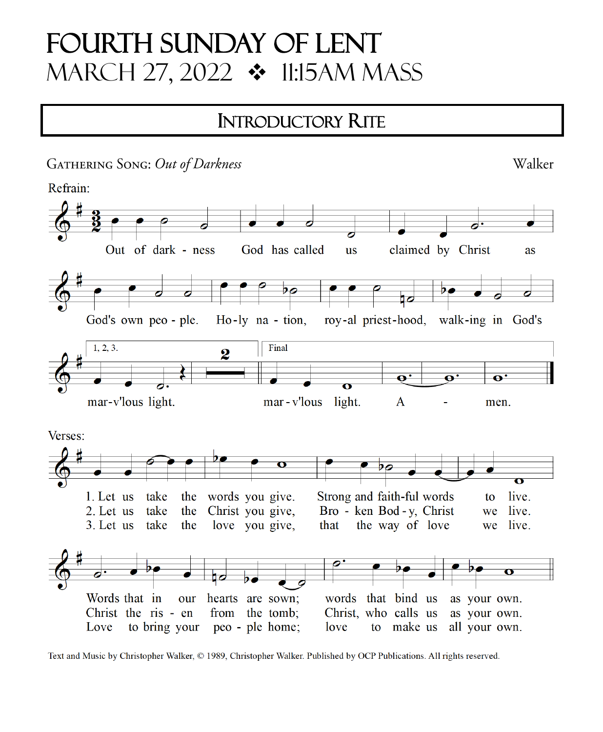# FOURTH SUNDAY OF LENT

## MARCH 27, 2022 ❖ 11:15AM MASS

## INTRODUCTORY RITE

GATHERING SONG: *Out of Darkness* — Walker

Refrain:

Out of darkness God has called us claimed by Christ as God's own people. Holy nation, royal priesthood, walking in God's marv'lous light.

1, 2, 3. marv'lous light.

Final: marv'lous light. A - men.

Verses:

1. Let us take the words you give. Strong and faithful words to live. Words that in our hearts are sown; words that bind us as your own.
2. Let us take the Christ you give, Broken Body, Christ we live. Christ the risen from the tomb; Christ, who calls us as your own.
3. Let us take the love you give, that the way of love we live. Love to bring your people home; love to make us all your own.

Text and Music by Christopher Walker, © 1989, Christopher Walker. Published by OCP Publications. All rights reserved.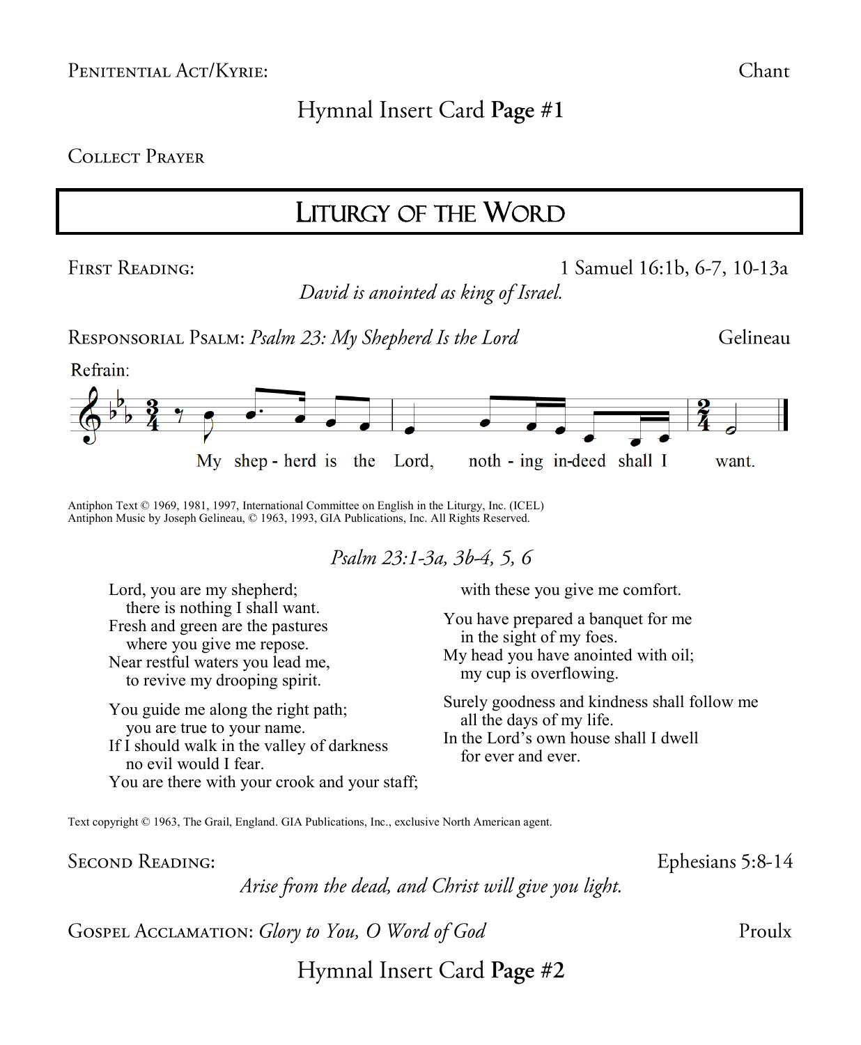Penitential Act/Kyrie: Chant

Hymnal Insert Card **Page #1**

Collect Prayer

## Liturgy of the Word

First Reading: 1 Samuel 16:1b, 6-7, 10-13a

*David is anointed as king of Israel.*

Responsorial Psalm: *Psalm 23: My Shepherd Is the Lord* Gelineau

Refrain:

My shep - herd is the Lord, noth - ing in-deed shall I want.

Antiphon Text © 1969, 1981, 1997, International Committee on English in the Liturgy, Inc. (ICEL)
Antiphon Music by Joseph Gelineau, © 1963, 1993, GIA Publications, Inc. All Rights Reserved.

*Psalm 23:1-3a, 3b-4, 5, 6*

Lord, you are my shepherd;
there is nothing I shall want.
Fresh and green are the pastures
where you give me repose.
Near restful waters you lead me,
to revive my drooping spirit.

You guide me along the right path;
you are true to your name.
If I should walk in the valley of darkness
no evil would I fear.
You are there with your crook and your staff;
with these you give me comfort.

You have prepared a banquet for me
in the sight of my foes.
My head you have anointed with oil;
my cup is overflowing.

Surely goodness and kindness shall follow me
all the days of my life.
In the Lord's own house shall I dwell
for ever and ever.

Text copyright © 1963, The Grail, England. GIA Publications, Inc., exclusive North American agent.

Second Reading: Ephesians 5:8-14

*Arise from the dead, and Christ will give you light.*

Gospel Acclamation: *Glory to You, O Word of God* Proulx

Hymnal Insert Card **Page #2**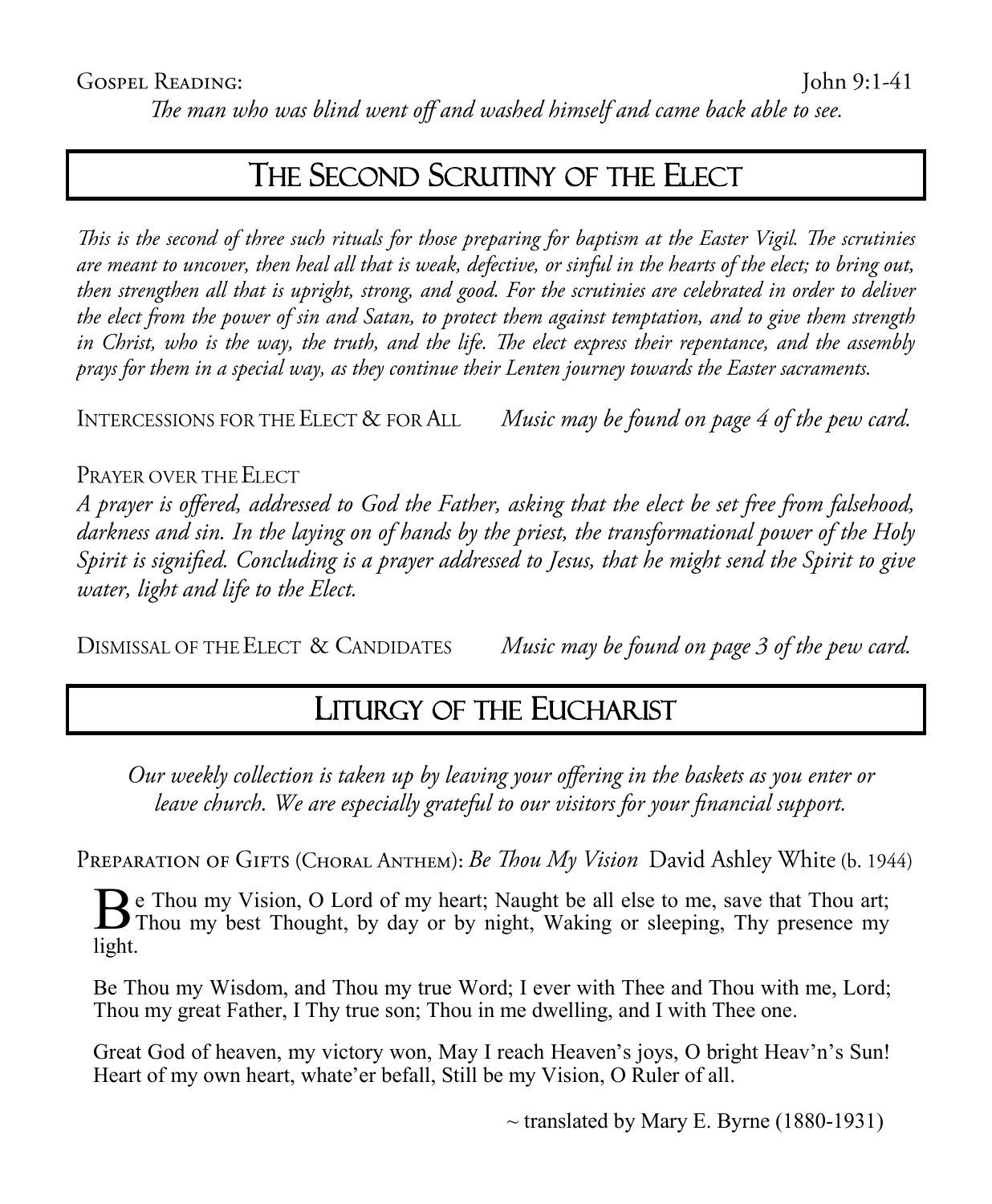Gospel Reading: John 9:1-41

*The man who was blind went off and washed himself and came back able to see.*

## The Second Scrutiny of the Elect

*This is the second of three such rituals for those preparing for baptism at the Easter Vigil. The scrutinies are meant to uncover, then heal all that is weak, defective, or sinful in the hearts of the elect; to bring out, then strengthen all that is upright, strong, and good. For the scrutinies are celebrated in order to deliver the elect from the power of sin and Satan, to protect them against temptation, and to give them strength in Christ, who is the way, the truth, and the life. The elect express their repentance, and the assembly prays for them in a special way, as they continue their Lenten journey towards the Easter sacraments.*

Intercessions for the Elect & for All *Music may be found on page 4 of the pew card.*

Prayer over the Elect

*A prayer is offered, addressed to God the Father, asking that the elect be set free from falsehood, darkness and sin. In the laying on of hands by the priest, the transformational power of the Holy Spirit is signified. Concluding is a prayer addressed to Jesus, that he might send the Spirit to give water, light and life to the Elect.*

Dismissal of the Elect & Candidates *Music may be found on page 3 of the pew card.*

## Liturgy of the Eucharist

*Our weekly collection is taken up by leaving your offering in the baskets as you enter or leave church. We are especially grateful to our visitors for your financial support.*

Preparation of Gifts (Choral Anthem): *Be Thou My Vision* David Ashley White (b. 1944)

Be Thou my Vision, O Lord of my heart; Naught be all else to me, save that Thou art; Thou my best Thought, by day or by night, Waking or sleeping, Thy presence my light.

Be Thou my Wisdom, and Thou my true Word; I ever with Thee and Thou with me, Lord; Thou my great Father, I Thy true son; Thou in me dwelling, and I with Thee one.

Great God of heaven, my victory won, May I reach Heaven's joys, O bright Heav'n's Sun! Heart of my own heart, whate'er befall, Still be my Vision, O Ruler of all.

~ translated by Mary E. Byrne (1880-1931)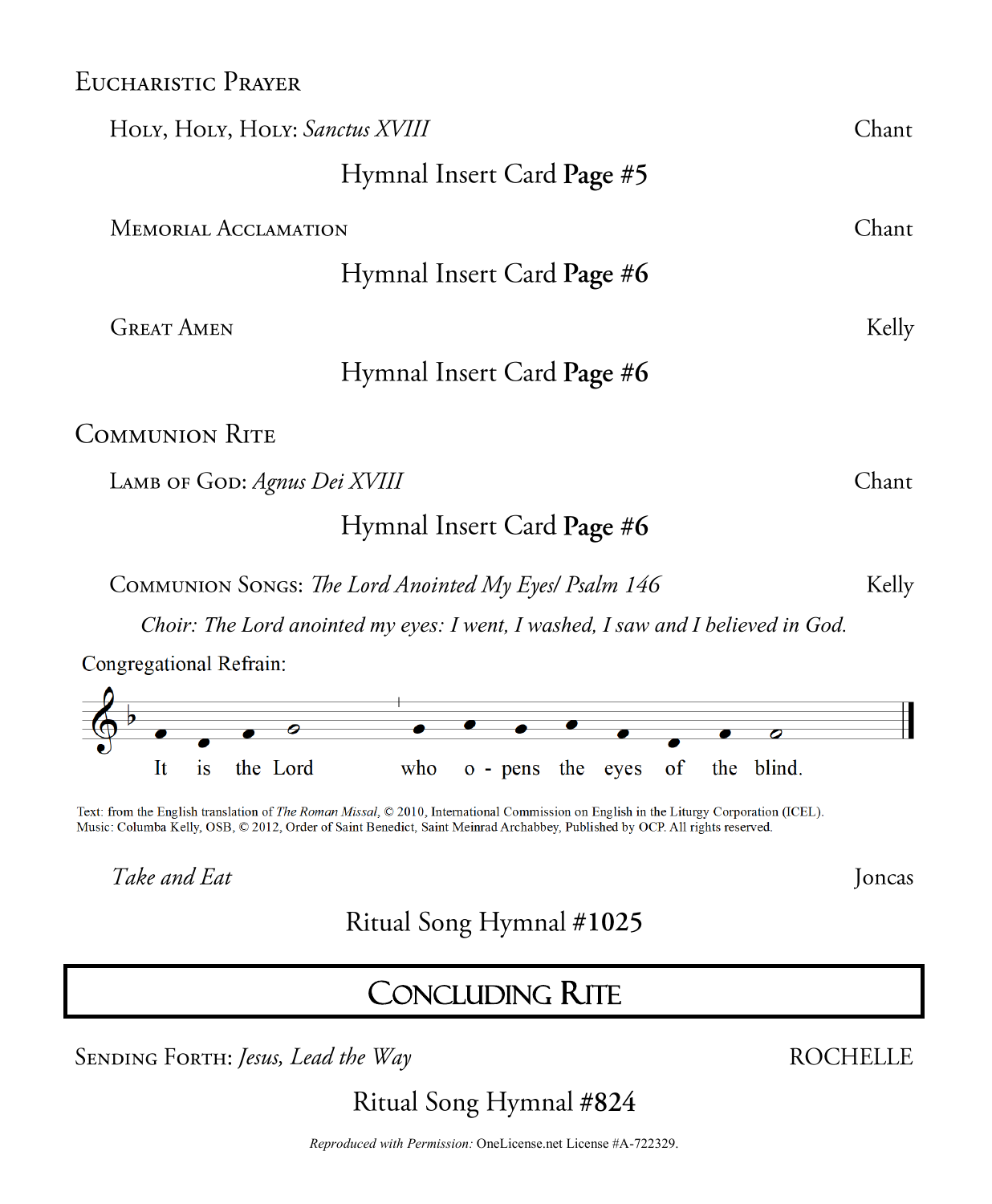## Eucharistic Prayer

Holy, Holy, Holy: *Sanctus XVIII* — Chant

Hymnal Insert Card **Page #5**

Memorial Acclamation — Chant

Hymnal Insert Card **Page #6**

Great Amen — Kelly

Hymnal Insert Card **Page #6**

## Communion Rite

Lamb of God: *Agnus Dei XVIII* — Chant

Hymnal Insert Card **Page #6**

Communion Songs: *The Lord Anointed My Eyes/ Psalm 146* — Kelly

*Choir: The Lord anointed my eyes: I went, I washed, I saw and I believed in God.*

Congregational Refrain:

It is the Lord who o - pens the eyes of the blind.

Text: from the English translation of *The Roman Missal*, © 2010, International Commission on English in the Liturgy Corporation (ICEL).
Music: Columba Kelly, OSB, © 2012, Order of Saint Benedict, Saint Meinrad Archabbey, Published by OCP. All rights reserved.

*Take and Eat* — Joncas

Ritual Song Hymnal #**1025**

## Concluding Rite

Sending Forth: *Jesus, Lead the Way* — ROCHELLE

Ritual Song Hymnal #824

*Reproduced with Permission:* OneLicense.net License #A-722329.